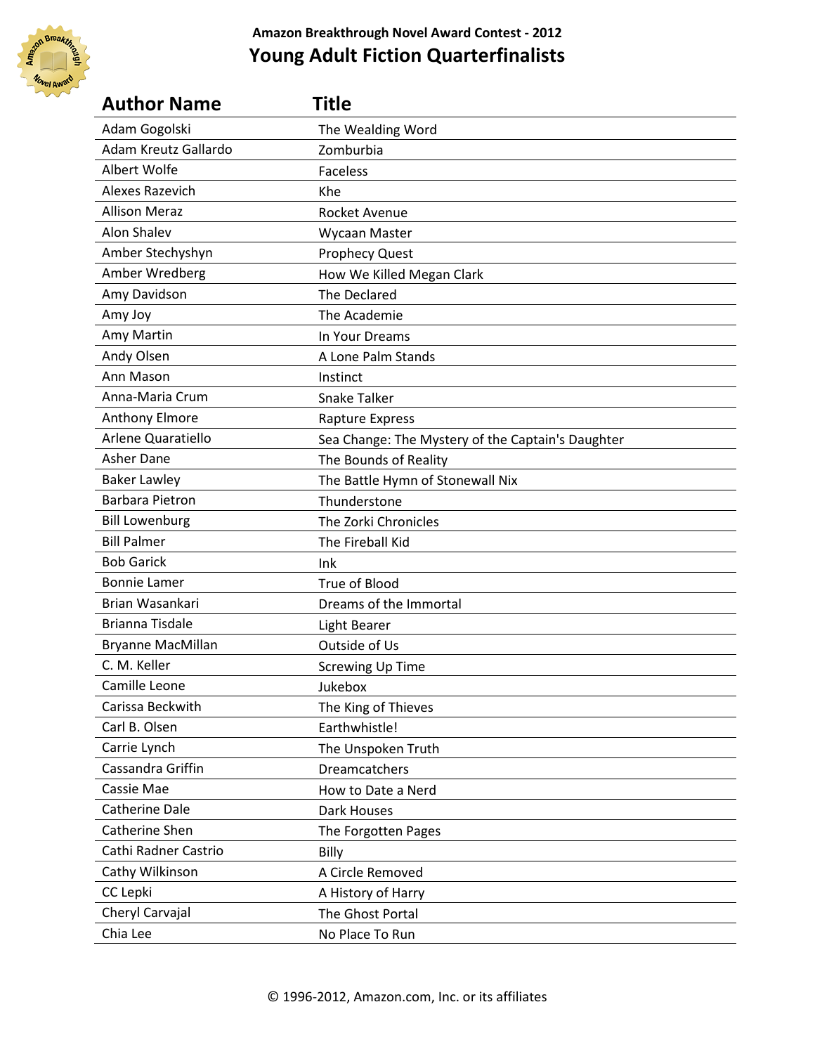Amazon Breakthrough Novel Award Contest - 2012

# Young Adult Fiction Quarterfinalists

| Author Name | Title |
|---|---|
| Adam Gogolski | The Wealding Word |
| Adam Kreutz Gallardo | Zomburbia |
| Albert Wolfe | Faceless |
| Alexes Razevich | Khe |
| Allison Meraz | Rocket Avenue |
| Alon Shalev | Wycaan Master |
| Amber Stechyshyn | Prophecy Quest |
| Amber Wredberg | How We Killed Megan Clark |
| Amy Davidson | The Declared |
| Amy Joy | The Academie |
| Amy Martin | In Your Dreams |
| Andy Olsen | A Lone Palm Stands |
| Ann Mason | Instinct |
| Anna-Maria Crum | Snake Talker |
| Anthony Elmore | Rapture Express |
| Arlene Quaratiello | Sea Change: The Mystery of the Captain's Daughter |
| Asher Dane | The Bounds of Reality |
| Baker Lawley | The Battle Hymn of Stonewall Nix |
| Barbara Pietron | Thunderstone |
| Bill Lowenburg | The Zorki Chronicles |
| Bill Palmer | The Fireball Kid |
| Bob Garick | Ink |
| Bonnie Lamer | True of Blood |
| Brian Wasankari | Dreams of the Immortal |
| Brianna Tisdale | Light Bearer |
| Bryanne MacMillan | Outside of Us |
| C. M. Keller | Screwing Up Time |
| Camille Leone | Jukebox |
| Carissa Beckwith | The King of Thieves |
| Carl B. Olsen | Earthwhistle! |
| Carrie Lynch | The Unspoken Truth |
| Cassandra Griffin | Dreamcatchers |
| Cassie Mae | How to Date a Nerd |
| Catherine Dale | Dark Houses |
| Catherine Shen | The Forgotten Pages |
| Cathi Radner Castrio | Billy |
| Cathy Wilkinson | A Circle Removed |
| CC Lepki | A History of Harry |
| Cheryl Carvajal | The Ghost Portal |
| Chia Lee | No Place To Run |

© 1996-2012, Amazon.com, Inc. or its affiliates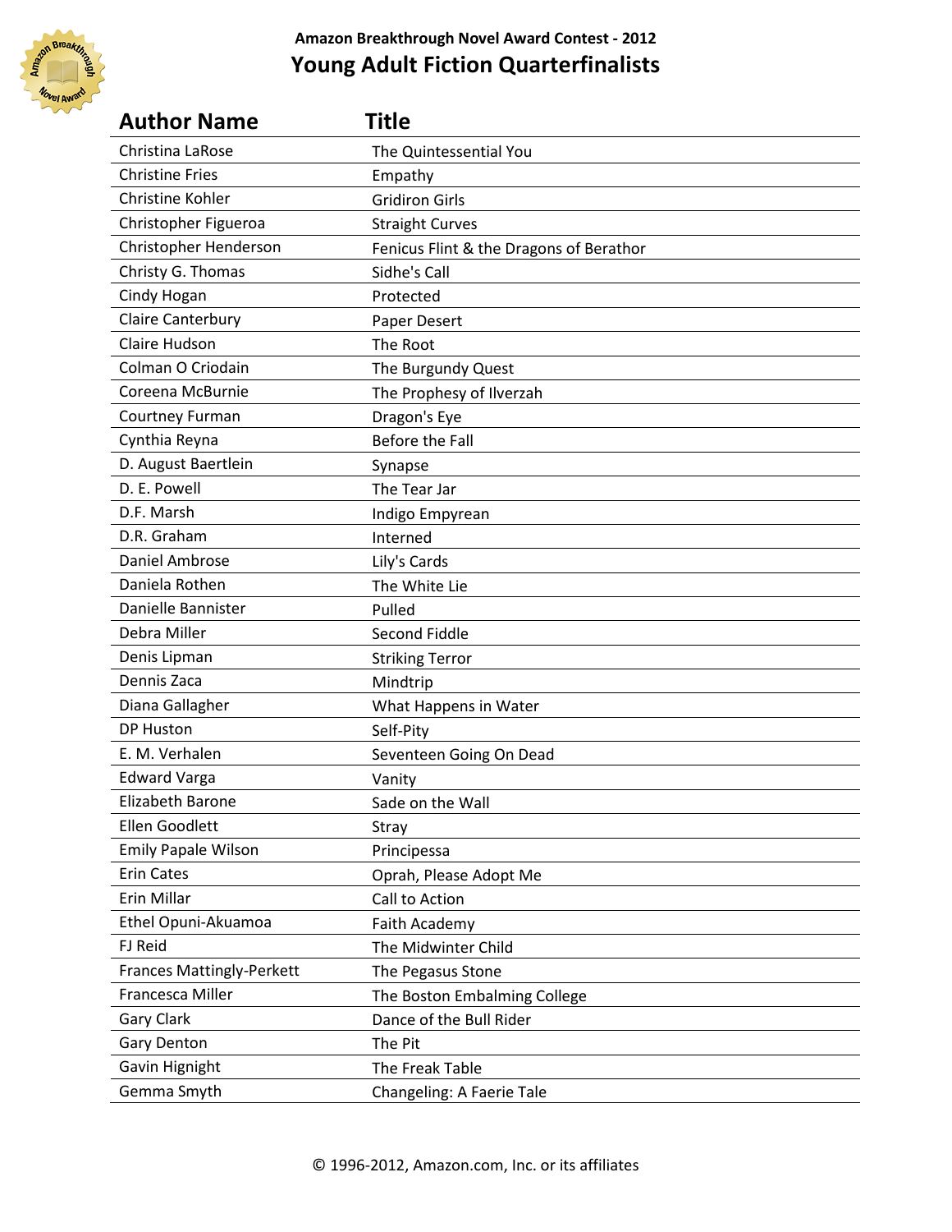## Amazon Breakthrough Novel Award Contest - 2012

# Young Adult Fiction Quarterfinalists

| Author Name | Title |
|---|---|
| Christina LaRose | The Quintessential You |
| Christine Fries | Empathy |
| Christine Kohler | Gridiron Girls |
| Christopher Figueroa | Straight Curves |
| Christopher Henderson | Fenicus Flint & the Dragons of Berathor |
| Christy G. Thomas | Sidhe's Call |
| Cindy Hogan | Protected |
| Claire Canterbury | Paper Desert |
| Claire Hudson | The Root |
| Colman O Criodain | The Burgundy Quest |
| Coreena McBurnie | The Prophesy of Ilverzah |
| Courtney Furman | Dragon's Eye |
| Cynthia Reyna | Before the Fall |
| D. August Baertlein | Synapse |
| D. E. Powell | The Tear Jar |
| D.F. Marsh | Indigo Empyrean |
| D.R. Graham | Interned |
| Daniel Ambrose | Lily's Cards |
| Daniela Rothen | The White Lie |
| Danielle Bannister | Pulled |
| Debra Miller | Second Fiddle |
| Denis Lipman | Striking Terror |
| Dennis Zaca | Mindtrip |
| Diana Gallagher | What Happens in Water |
| DP Huston | Self-Pity |
| E. M. Verhalen | Seventeen Going On Dead |
| Edward Varga | Vanity |
| Elizabeth Barone | Sade on the Wall |
| Ellen Goodlett | Stray |
| Emily Papale Wilson | Principessa |
| Erin Cates | Oprah, Please Adopt Me |
| Erin Millar | Call to Action |
| Ethel Opuni-Akuamoa | Faith Academy |
| FJ Reid | The Midwinter Child |
| Frances Mattingly-Perkett | The Pegasus Stone |
| Francesca Miller | The Boston Embalming College |
| Gary Clark | Dance of the Bull Rider |
| Gary Denton | The Pit |
| Gavin Hignight | The Freak Table |
| Gemma Smyth | Changeling: A Faerie Tale |

© 1996-2012, Amazon.com, Inc. or its affiliates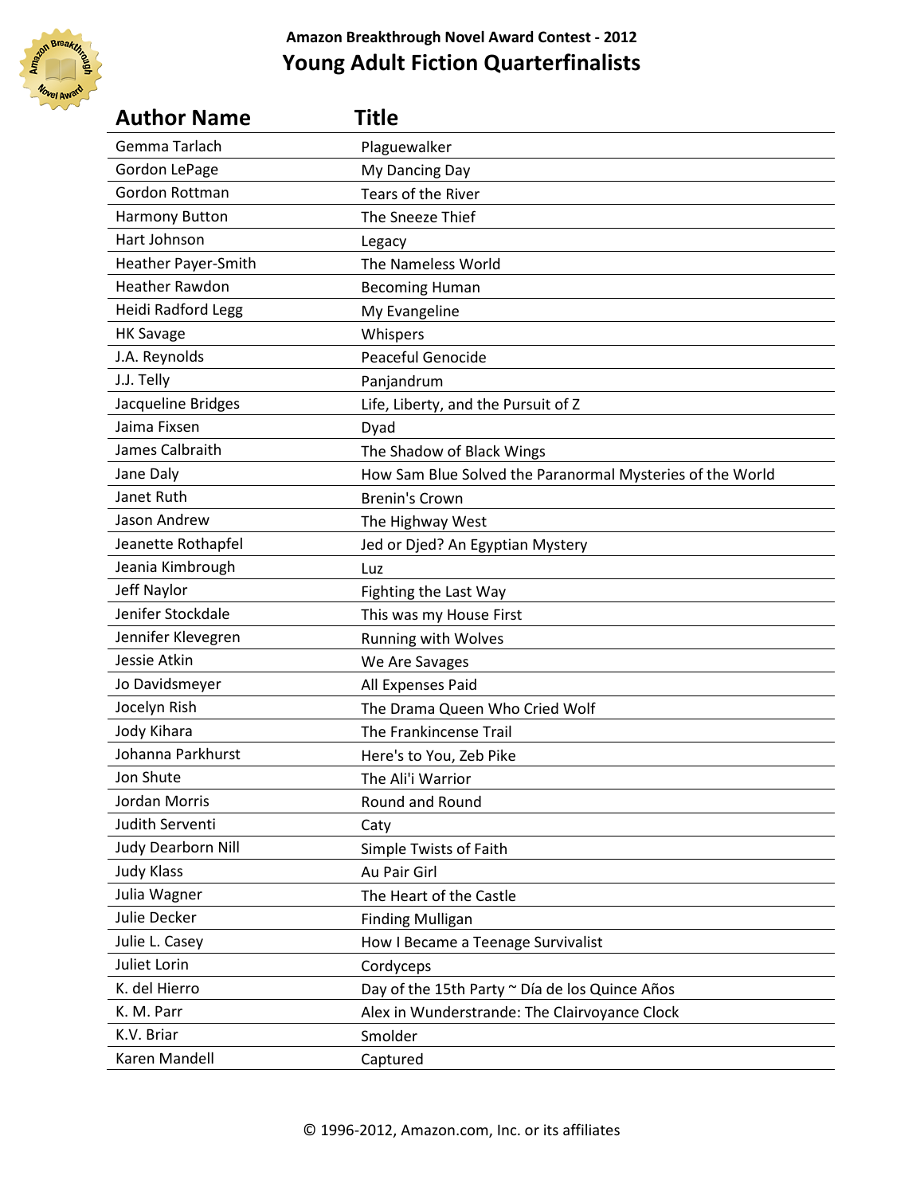Amazon Breakthrough Novel Award Contest - 2012

# Young Adult Fiction Quarterfinalists

| Author Name | Title |
|---|---|
| Gemma Tarlach | Plaguewalker |
| Gordon LePage | My Dancing Day |
| Gordon Rottman | Tears of the River |
| Harmony Button | The Sneeze Thief |
| Hart Johnson | Legacy |
| Heather Payer-Smith | The Nameless World |
| Heather Rawdon | Becoming Human |
| Heidi Radford Legg | My Evangeline |
| HK Savage | Whispers |
| J.A. Reynolds | Peaceful Genocide |
| J.J. Telly | Panjandrum |
| Jacqueline Bridges | Life, Liberty, and the Pursuit of Z |
| Jaima Fixsen | Dyad |
| James Calbraith | The Shadow of Black Wings |
| Jane Daly | How Sam Blue Solved the Paranormal Mysteries of the World |
| Janet Ruth | Brenin's Crown |
| Jason Andrew | The Highway West |
| Jeanette Rothapfel | Jed or Djed? An Egyptian Mystery |
| Jeania Kimbrough | Luz |
| Jeff Naylor | Fighting the Last Way |
| Jenifer Stockdale | This was my House First |
| Jennifer Klevegren | Running with Wolves |
| Jessie Atkin | We Are Savages |
| Jo Davidsmeyer | All Expenses Paid |
| Jocelyn Rish | The Drama Queen Who Cried Wolf |
| Jody Kihara | The Frankincense Trail |
| Johanna Parkhurst | Here's to You, Zeb Pike |
| Jon Shute | The Ali'i Warrior |
| Jordan Morris | Round and Round |
| Judith Serventi | Caty |
| Judy Dearborn Nill | Simple Twists of Faith |
| Judy Klass | Au Pair Girl |
| Julia Wagner | The Heart of the Castle |
| Julie Decker | Finding Mulligan |
| Julie L. Casey | How I Became a Teenage Survivalist |
| Juliet Lorin | Cordyceps |
| K. del Hierro | Day of the 15th Party ~ Día de los Quince Años |
| K. M. Parr | Alex in Wunderstrande: The Clairvoyance Clock |
| K.V. Briar | Smolder |
| Karen Mandell | Captured |

© 1996-2012, Amazon.com, Inc. or its affiliates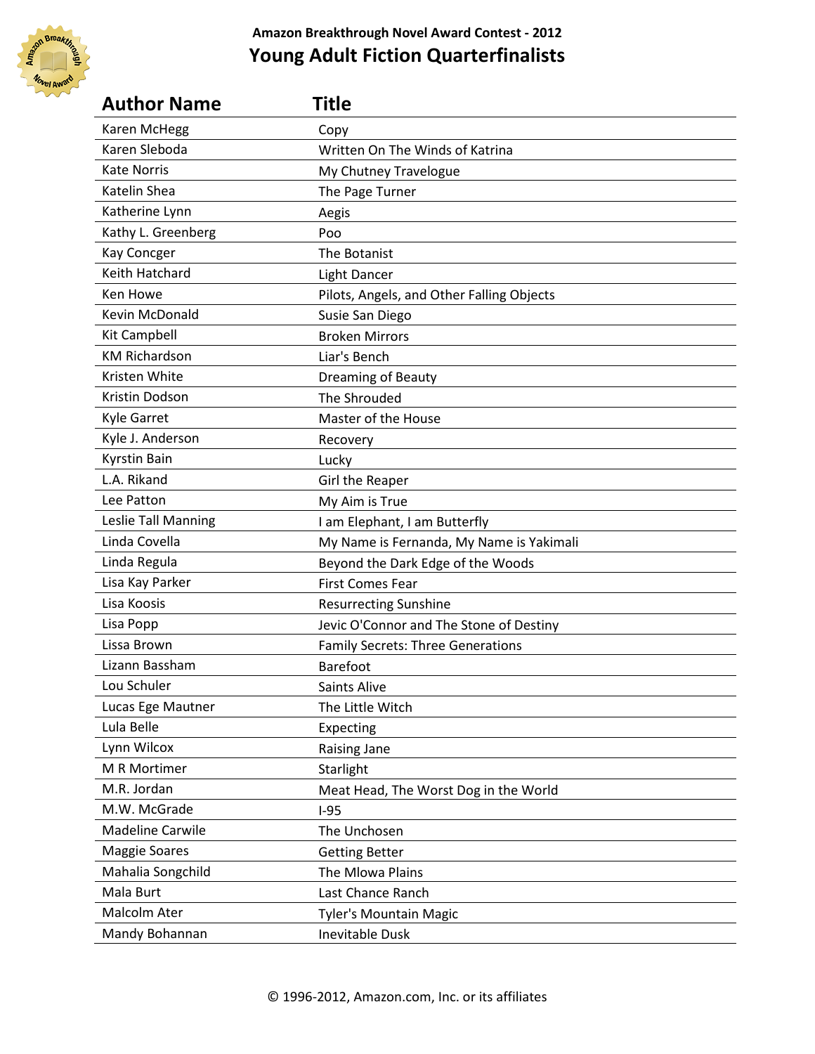**Amazon Breakthrough Novel Award Contest - 2012**

# Young Adult Fiction Quarterfinalists

| Author Name | Title |
| --- | --- |
| Karen McHegg | Copy |
| Karen Sleboda | Written On The Winds of Katrina |
| Kate Norris | My Chutney Travelogue |
| Katelin Shea | The Page Turner |
| Katherine Lynn | Aegis |
| Kathy L. Greenberg | Poo |
| Kay Concger | The Botanist |
| Keith Hatchard | Light Dancer |
| Ken Howe | Pilots, Angels, and Other Falling Objects |
| Kevin McDonald | Susie San Diego |
| Kit Campbell | Broken Mirrors |
| KM Richardson | Liar's Bench |
| Kristen White | Dreaming of Beauty |
| Kristin Dodson | The Shrouded |
| Kyle Garret | Master of the House |
| Kyle J. Anderson | Recovery |
| Kyrstin Bain | Lucky |
| L.A. Rikand | Girl the Reaper |
| Lee Patton | My Aim is True |
| Leslie Tall Manning | I am Elephant, I am Butterfly |
| Linda Covella | My Name is Fernanda, My Name is Yakimali |
| Linda Regula | Beyond the Dark Edge of the Woods |
| Lisa Kay Parker | First Comes Fear |
| Lisa Koosis | Resurrecting Sunshine |
| Lisa Popp | Jevic O'Connor and The Stone of Destiny |
| Lissa Brown | Family Secrets: Three Generations |
| Lizann Bassham | Barefoot |
| Lou Schuler | Saints Alive |
| Lucas Ege Mautner | The Little Witch |
| Lula Belle | Expecting |
| Lynn Wilcox | Raising Jane |
| M R Mortimer | Starlight |
| M.R. Jordan | Meat Head, The Worst Dog in the World |
| M.W. McGrade | I-95 |
| Madeline Carwile | The Unchosen |
| Maggie Soares | Getting Better |
| Mahalia Songchild | The Mlowa Plains |
| Mala Burt | Last Chance Ranch |
| Malcolm Ater | Tyler's Mountain Magic |
| Mandy Bohannan | Inevitable Dusk |

© 1996-2012, Amazon.com, Inc. or its affiliates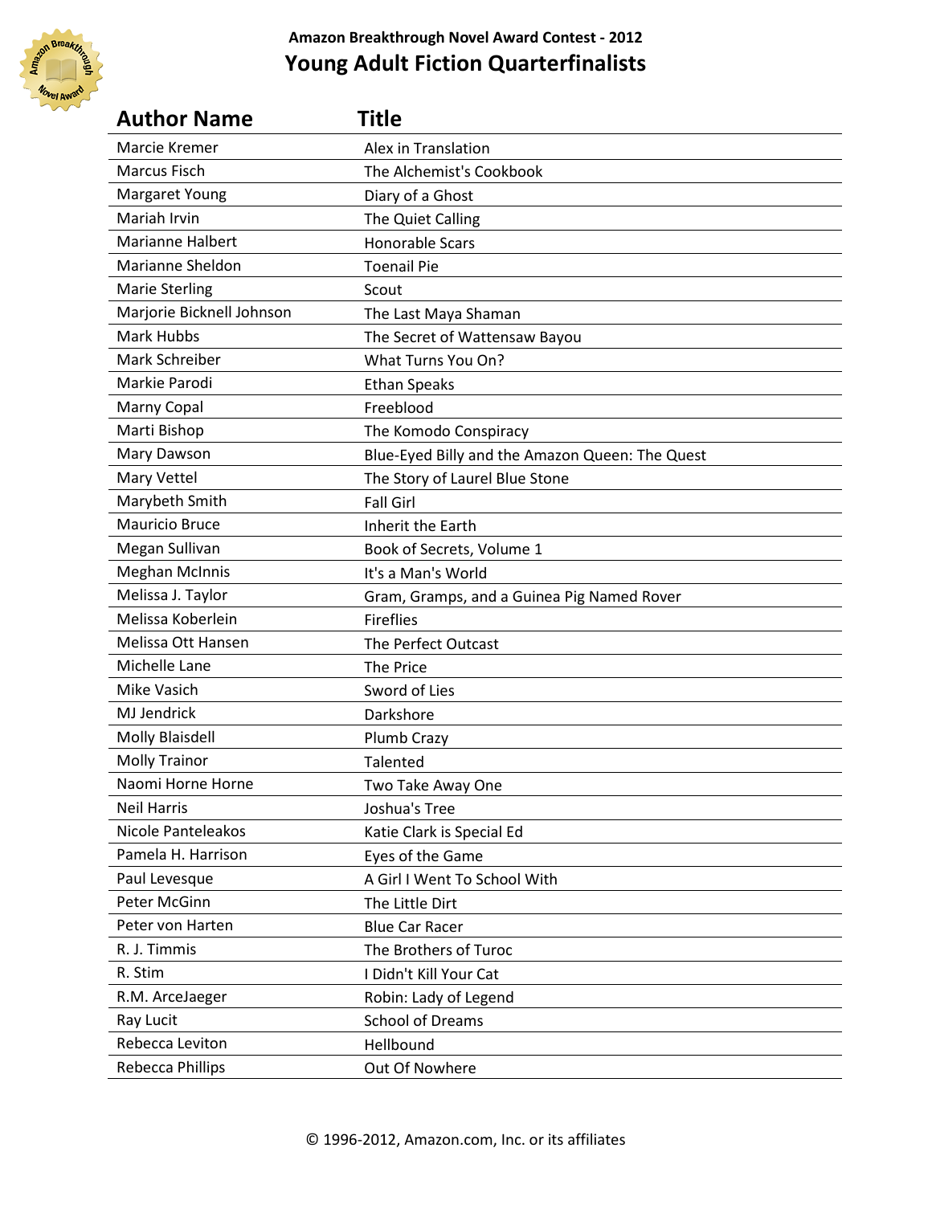**Amazon Breakthrough Novel Award Contest - 2012**

# Young Adult Fiction Quarterfinalists

| Author Name | Title |
|---|---|
| Marcie Kremer | Alex in Translation |
| Marcus Fisch | The Alchemist's Cookbook |
| Margaret Young | Diary of a Ghost |
| Mariah Irvin | The Quiet Calling |
| Marianne Halbert | Honorable Scars |
| Marianne Sheldon | Toenail Pie |
| Marie Sterling | Scout |
| Marjorie Bicknell Johnson | The Last Maya Shaman |
| Mark Hubbs | The Secret of Wattensaw Bayou |
| Mark Schreiber | What Turns You On? |
| Markie Parodi | Ethan Speaks |
| Marny Copal | Freeblood |
| Marti Bishop | The Komodo Conspiracy |
| Mary Dawson | Blue-Eyed Billy and the Amazon Queen: The Quest |
| Mary Vettel | The Story of Laurel Blue Stone |
| Marybeth Smith | Fall Girl |
| Mauricio Bruce | Inherit the Earth |
| Megan Sullivan | Book of Secrets, Volume 1 |
| Meghan McInnis | It's a Man's World |
| Melissa J. Taylor | Gram, Gramps, and a Guinea Pig Named Rover |
| Melissa Koberlein | Fireflies |
| Melissa Ott Hansen | The Perfect Outcast |
| Michelle Lane | The Price |
| Mike Vasich | Sword of Lies |
| MJ Jendrick | Darkshore |
| Molly Blaisdell | Plumb Crazy |
| Molly Trainor | Talented |
| Naomi Horne Horne | Two Take Away One |
| Neil Harris | Joshua's Tree |
| Nicole Panteleakos | Katie Clark is Special Ed |
| Pamela H. Harrison | Eyes of the Game |
| Paul Levesque | A Girl I Went To School With |
| Peter McGinn | The Little Dirt |
| Peter von Harten | Blue Car Racer |
| R. J. Timmis | The Brothers of Turoc |
| R. Stim | I Didn't Kill Your Cat |
| R.M. ArceJaeger | Robin: Lady of Legend |
| Ray Lucit | School of Dreams |
| Rebecca Leviton | Hellbound |
| Rebecca Phillips | Out Of Nowhere |

© 1996-2012, Amazon.com, Inc. or its affiliates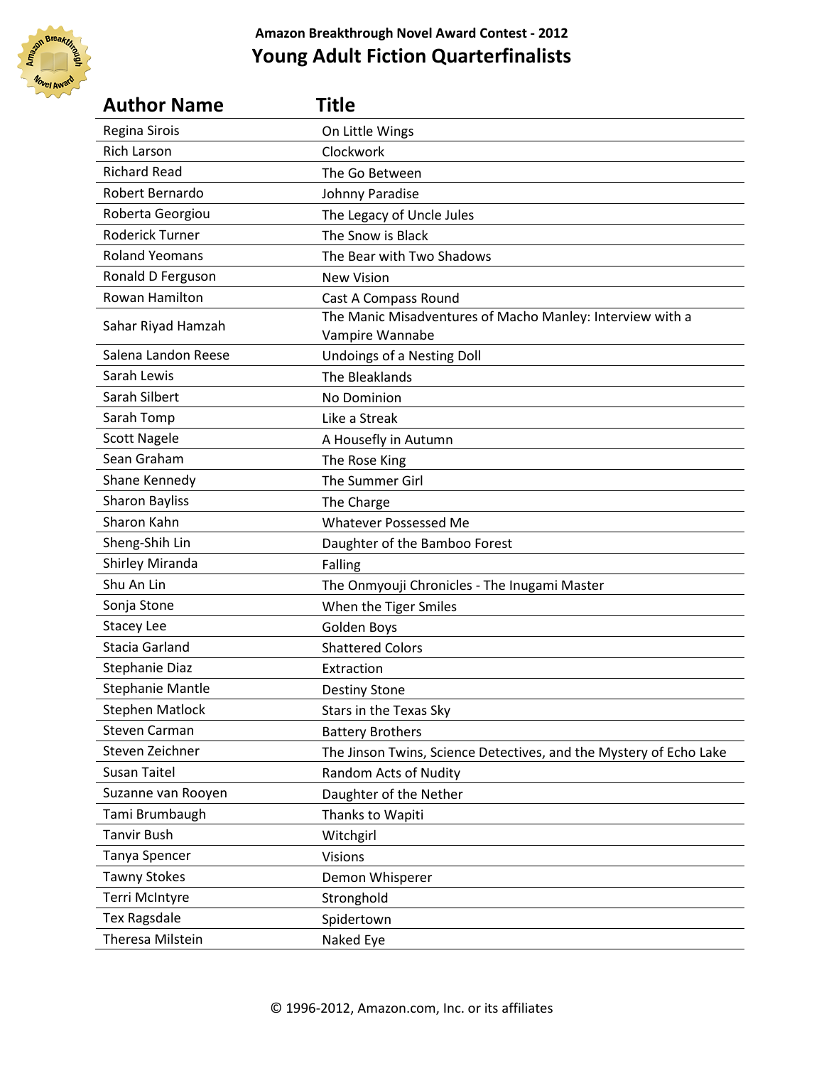**Amazon Breakthrough Novel Award Contest - 2012**

# Young Adult Fiction Quarterfinalists

| Author Name | Title |
|---|---|
| Regina Sirois | On Little Wings |
| Rich Larson | Clockwork |
| Richard Read | The Go Between |
| Robert Bernardo | Johnny Paradise |
| Roberta Georgiou | The Legacy of Uncle Jules |
| Roderick Turner | The Snow is Black |
| Roland Yeomans | The Bear with Two Shadows |
| Ronald D Ferguson | New Vision |
| Rowan Hamilton | Cast A Compass Round |
| Sahar Riyad Hamzah | The Manic Misadventures of Macho Manley: Interview with a Vampire Wannabe |
| Salena Landon Reese | Undoings of a Nesting Doll |
| Sarah Lewis | The Bleaklands |
| Sarah Silbert | No Dominion |
| Sarah Tomp | Like a Streak |
| Scott Nagele | A Housefly in Autumn |
| Sean Graham | The Rose King |
| Shane Kennedy | The Summer Girl |
| Sharon Bayliss | The Charge |
| Sharon Kahn | Whatever Possessed Me |
| Sheng-Shih Lin | Daughter of the Bamboo Forest |
| Shirley Miranda | Falling |
| Shu An Lin | The Onmyouji Chronicles - The Inugami Master |
| Sonja Stone | When the Tiger Smiles |
| Stacey Lee | Golden Boys |
| Stacia Garland | Shattered Colors |
| Stephanie Diaz | Extraction |
| Stephanie Mantle | Destiny Stone |
| Stephen Matlock | Stars in the Texas Sky |
| Steven Carman | Battery Brothers |
| Steven Zeichner | The Jinson Twins, Science Detectives, and the Mystery of Echo Lake |
| Susan Taitel | Random Acts of Nudity |
| Suzanne van Rooyen | Daughter of the Nether |
| Tami Brumbaugh | Thanks to Wapiti |
| Tanvir Bush | Witchgirl |
| Tanya Spencer | Visions |
| Tawny Stokes | Demon Whisperer |
| Terri McIntyre | Stronghold |
| Tex Ragsdale | Spidertown |
| Theresa Milstein | Naked Eye |

© 1996-2012, Amazon.com, Inc. or its affiliates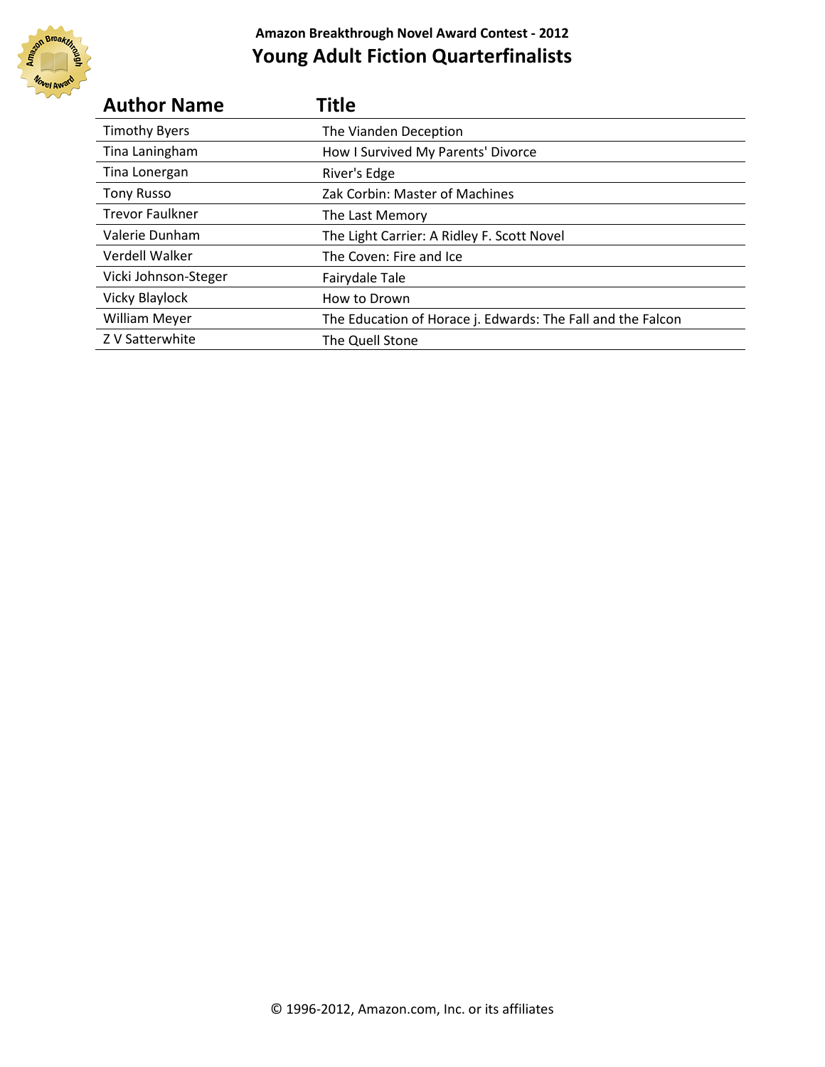Amazon Breakthrough Novel Award Contest - 2012

# Young Adult Fiction Quarterfinalists

| Author Name | Title |
| --- | --- |
| Timothy Byers | The Vianden Deception |
| Tina Laningham | How I Survived My Parents' Divorce |
| Tina Lonergan | River's Edge |
| Tony Russo | Zak Corbin: Master of Machines |
| Trevor Faulkner | The Last Memory |
| Valerie Dunham | The Light Carrier: A Ridley F. Scott Novel |
| Verdell Walker | The Coven: Fire and Ice |
| Vicki Johnson-Steger | Fairydale Tale |
| Vicky Blaylock | How to Drown |
| William Meyer | The Education of Horace j. Edwards: The Fall and the Falcon |
| Z V Satterwhite | The Quell Stone |

© 1996-2012, Amazon.com, Inc. or its affiliates